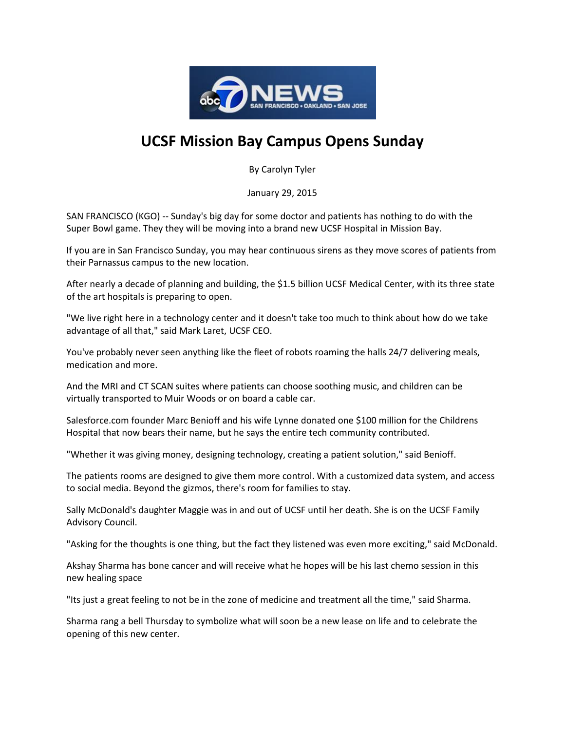# UCSF Mission Bay Campus Opens Sunday

By Carolyn Tyler

January 29, 2015

SAN FRANCISCO (KGO) -- Sunday's big day for some doctor and patients has nothing to do with the Super Bowl game. They they will be moving into a brand new UCSF Hospital in Mission Bay.

If you are in San Francisco Sunday, you may hear continuous sirens as they move scores of patients from their Parnassus campus to the new location.

After nearly a decade of planning and building, the $1.5 billion UCSF Medical Center, with its three state of the art hospitals is preparing to open.

"We live right here in a technology center and it doesn't take too much to think about how do we take advantage of all that," said Mark Laret, UCSF CEO.

You've probably never seen anything like the fleet of robots roaming the halls 24/7 delivering meals, medication and more.

And the MRI and CT SCAN suites where patients can choose soothing music, and children can be virtually transported to Muir Woods or on board a cable car.

Salesforce.com founder Marc Benioff and his wife Lynne donated one $100 million for the Childrens Hospital that now bears their name, but he says the entire tech community contributed.

"Whether it was giving money, designing technology, creating a patient solution," said Benioff.

The patients rooms are designed to give them more control. With a customized data system, and access to social media. Beyond the gizmos, there's room for families to stay.

Sally McDonald's daughter Maggie was in and out of UCSF until her death. She is on the UCSF Family Advisory Council.

"Asking for the thoughts is one thing, but the fact they listened was even more exciting," said McDonald.

Akshay Sharma has bone cancer and will receive what he hopes will be his last chemo session in this new healing space

"Its just a great feeling to not be in the zone of medicine and treatment all the time," said Sharma.

Sharma rang a bell Thursday to symbolize what will soon be a new lease on life and to celebrate the opening of this new center.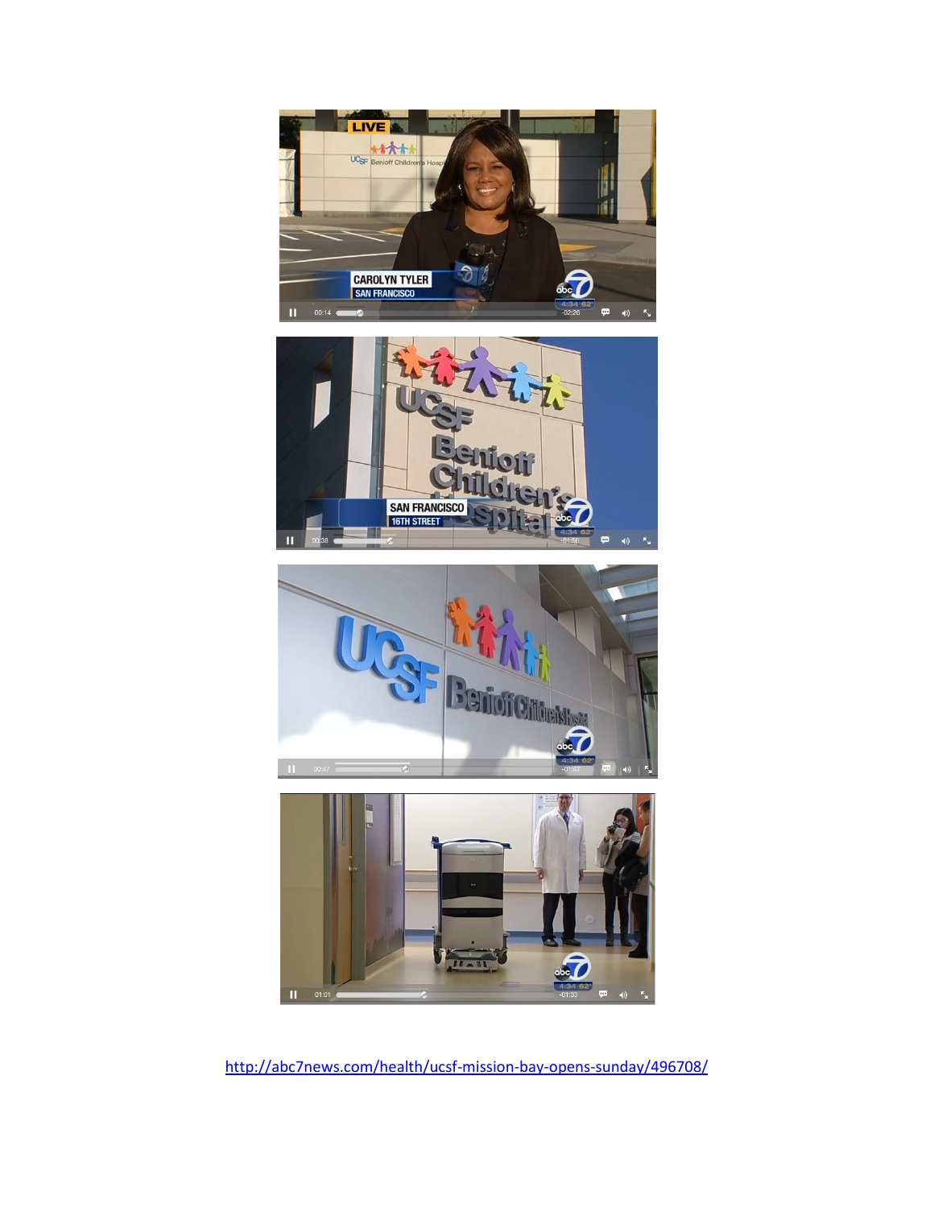http://abc7news.com/health/ucsf-mission-bay-opens-sunday/496708/